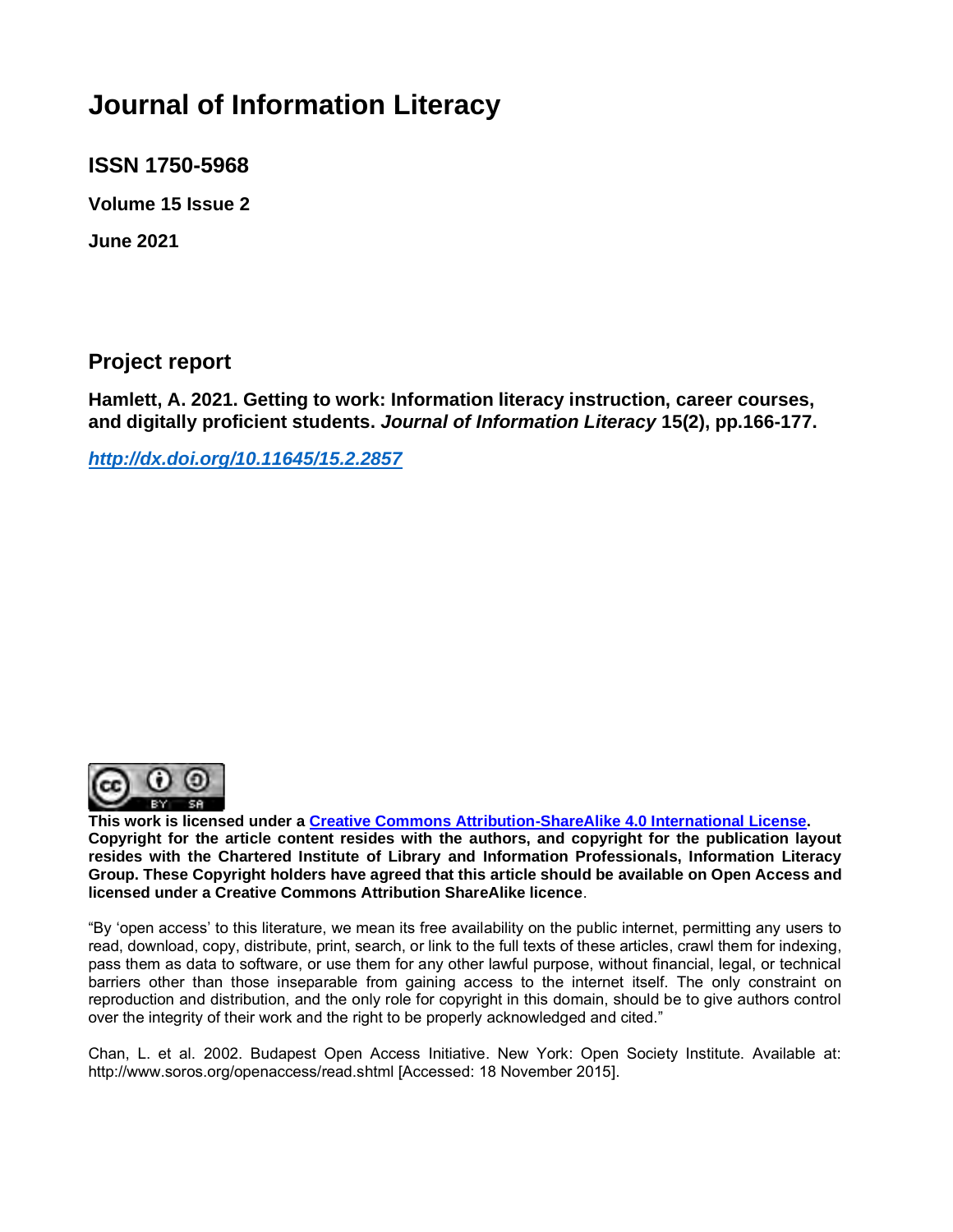# Journal of Information Literacy

## ISSN 1750-5968

**Volume 15 Issue 2**

**June 2021**

## Project report

**Hamlett, A. 2021. Getting to work: Information literacy instruction, career courses, and digitally proficient students. *Journal of Information Literacy* 15(2), pp.166-177.**

***http://dx.doi.org/10.11645/15.2.2857***

**This work is licensed under a Creative Commons Attribution-ShareAlike 4.0 International License. Copyright for the article content resides with the authors, and copyright for the publication layout resides with the Chartered Institute of Library and Information Professionals, Information Literacy Group. These Copyright holders have agreed that this article should be available on Open Access and licensed under a Creative Commons Attribution ShareAlike licence**.

"By 'open access' to this literature, we mean its free availability on the public internet, permitting any users to read, download, copy, distribute, print, search, or link to the full texts of these articles, crawl them for indexing, pass them as data to software, or use them for any other lawful purpose, without financial, legal, or technical barriers other than those inseparable from gaining access to the internet itself. The only constraint on reproduction and distribution, and the only role for copyright in this domain, should be to give authors control over the integrity of their work and the right to be properly acknowledged and cited."

Chan, L. et al. 2002. Budapest Open Access Initiative. New York: Open Society Institute. Available at: http://www.soros.org/openaccess/read.shtml [Accessed: 18 November 2015].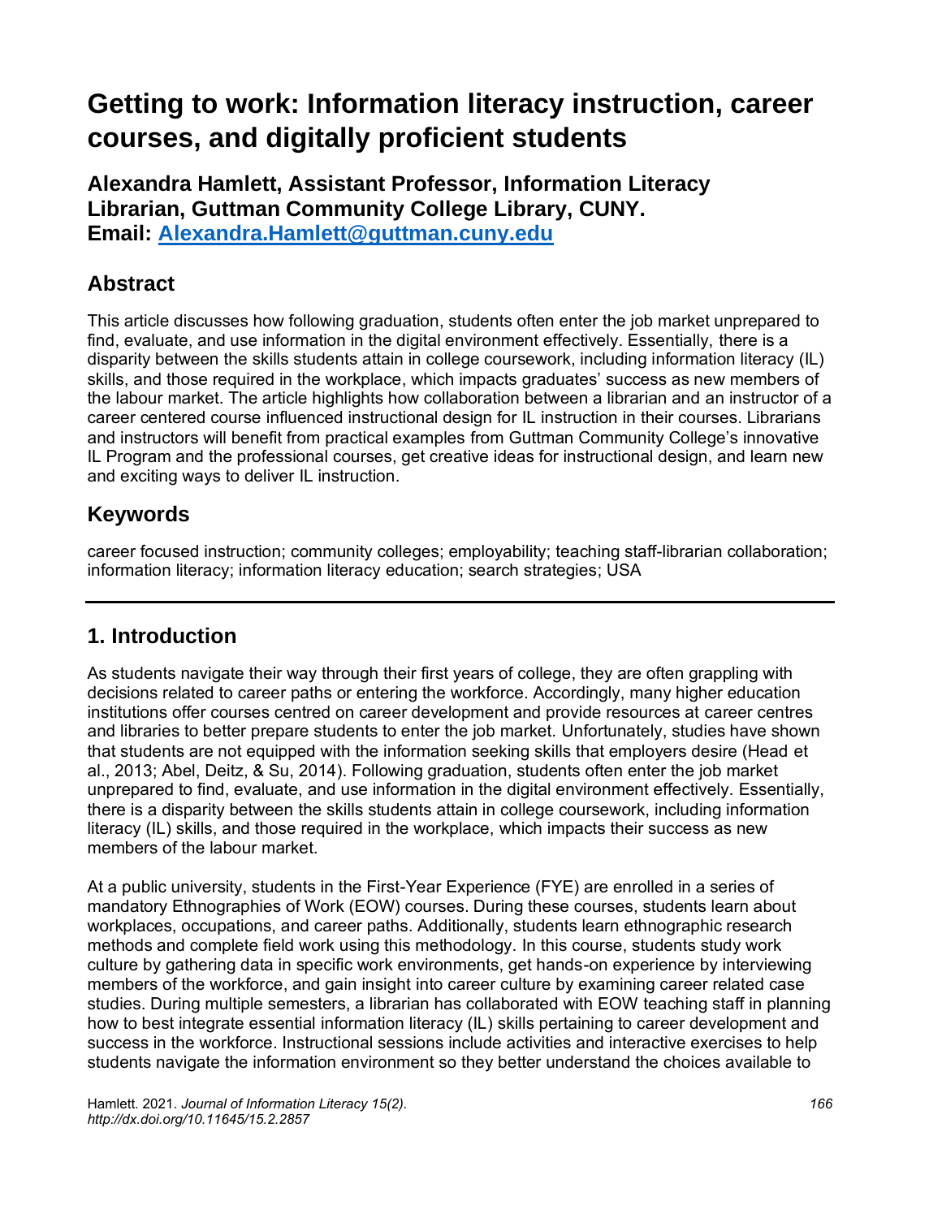# Getting to work: Information literacy instruction, career courses, and digitally proficient students

**Alexandra Hamlett, Assistant Professor, Information Literacy Librarian, Guttman Community College Library, CUNY.**
**Email: Alexandra.Hamlett@guttman.cuny.edu**

## Abstract

This article discusses how following graduation, students often enter the job market unprepared to find, evaluate, and use information in the digital environment effectively. Essentially, there is a disparity between the skills students attain in college coursework, including information literacy (IL) skills, and those required in the workplace, which impacts graduates' success as new members of the labour market. The article highlights how collaboration between a librarian and an instructor of a career centered course influenced instructional design for IL instruction in their courses. Librarians and instructors will benefit from practical examples from Guttman Community College's innovative IL Program and the professional courses, get creative ideas for instructional design, and learn new and exciting ways to deliver IL instruction.

## Keywords

career focused instruction; community colleges; employability; teaching staff-librarian collaboration; information literacy; information literacy education; search strategies; USA

---

## 1. Introduction

As students navigate their way through their first years of college, they are often grappling with decisions related to career paths or entering the workforce. Accordingly, many higher education institutions offer courses centred on career development and provide resources at career centres and libraries to better prepare students to enter the job market. Unfortunately, studies have shown that students are not equipped with the information seeking skills that employers desire (Head et al., 2013; Abel, Deitz, & Su, 2014). Following graduation, students often enter the job market unprepared to find, evaluate, and use information in the digital environment effectively. Essentially, there is a disparity between the skills students attain in college coursework, including information literacy (IL) skills, and those required in the workplace, which impacts their success as new members of the labour market.

At a public university, students in the First-Year Experience (FYE) are enrolled in a series of mandatory Ethnographies of Work (EOW) courses. During these courses, students learn about workplaces, occupations, and career paths. Additionally, students learn ethnographic research methods and complete field work using this methodology. In this course, students study work culture by gathering data in specific work environments, get hands-on experience by interviewing members of the workforce, and gain insight into career culture by examining career related case studies. During multiple semesters, a librarian has collaborated with EOW teaching staff in planning how to best integrate essential information literacy (IL) skills pertaining to career development and success in the workforce. Instructional sessions include activities and interactive exercises to help students navigate the information environment so they better understand the choices available to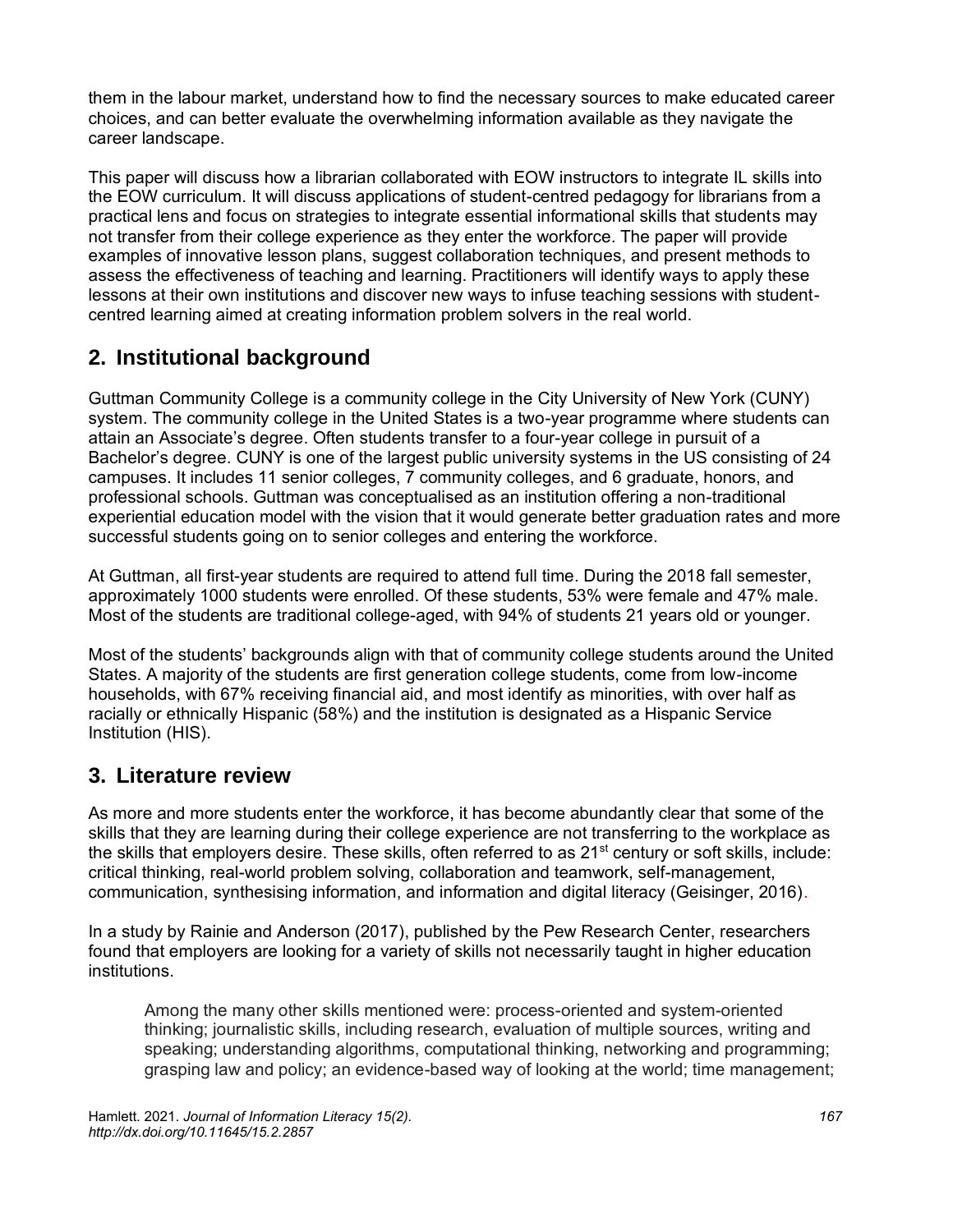them in the labour market, understand how to find the necessary sources to make educated career choices, and can better evaluate the overwhelming information available as they navigate the career landscape.

This paper will discuss how a librarian collaborated with EOW instructors to integrate IL skills into the EOW curriculum. It will discuss applications of student-centred pedagogy for librarians from a practical lens and focus on strategies to integrate essential informational skills that students may not transfer from their college experience as they enter the workforce. The paper will provide examples of innovative lesson plans, suggest collaboration techniques, and present methods to assess the effectiveness of teaching and learning. Practitioners will identify ways to apply these lessons at their own institutions and discover new ways to infuse teaching sessions with student-centred learning aimed at creating information problem solvers in the real world.

## 2. Institutional background

Guttman Community College is a community college in the City University of New York (CUNY) system. The community college in the United States is a two-year programme where students can attain an Associate's degree. Often students transfer to a four-year college in pursuit of a Bachelor's degree. CUNY is one of the largest public university systems in the US consisting of 24 campuses. It includes 11 senior colleges, 7 community colleges, and 6 graduate, honors, and professional schools. Guttman was conceptualised as an institution offering a non-traditional experiential education model with the vision that it would generate better graduation rates and more successful students going on to senior colleges and entering the workforce.

At Guttman, all first-year students are required to attend full time. During the 2018 fall semester, approximately 1000 students were enrolled. Of these students, 53% were female and 47% male. Most of the students are traditional college-aged, with 94% of students 21 years old or younger.

Most of the students' backgrounds align with that of community college students around the United States. A majority of the students are first generation college students, come from low-income households, with 67% receiving financial aid, and most identify as minorities, with over half as racially or ethnically Hispanic (58%) and the institution is designated as a Hispanic Service Institution (HIS).

## 3. Literature review

As more and more students enter the workforce, it has become abundantly clear that some of the skills that they are learning during their college experience are not transferring to the workplace as the skills that employers desire. These skills, often referred to as 21st century or soft skills, include: critical thinking, real-world problem solving, collaboration and teamwork, self-management, communication, synthesising information, and information and digital literacy (Geisinger, 2016).

In a study by Rainie and Anderson (2017), published by the Pew Research Center, researchers found that employers are looking for a variety of skills not necessarily taught in higher education institutions.

> Among the many other skills mentioned were: process-oriented and system-oriented thinking; journalistic skills, including research, evaluation of multiple sources, writing and speaking; understanding algorithms, computational thinking, networking and programming; grasping law and policy; an evidence-based way of looking at the world; time management;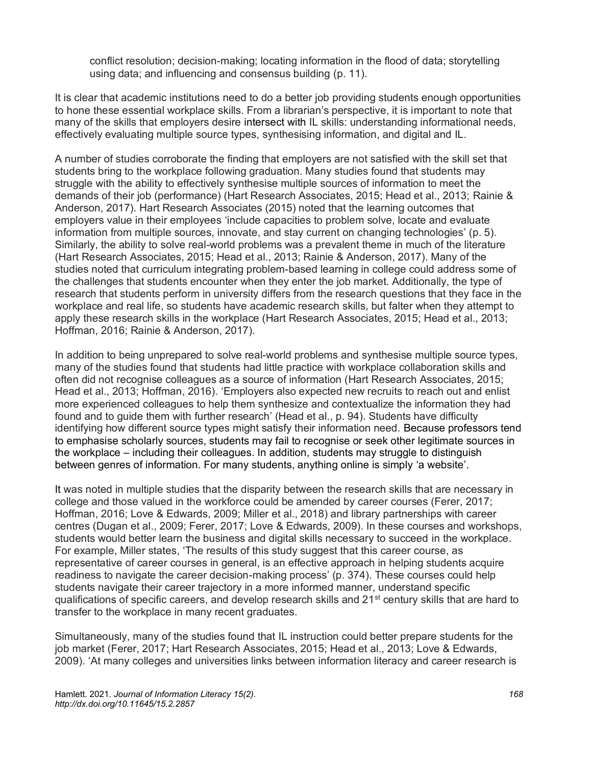conflict resolution; decision-making; locating information in the flood of data; storytelling using data; and influencing and consensus building (p. 11).

It is clear that academic institutions need to do a better job providing students enough opportunities to hone these essential workplace skills. From a librarian's perspective, it is important to note that many of the skills that employers desire intersect with IL skills: understanding informational needs, effectively evaluating multiple source types, synthesising information, and digital and IL.

A number of studies corroborate the finding that employers are not satisfied with the skill set that students bring to the workplace following graduation. Many studies found that students may struggle with the ability to effectively synthesise multiple sources of information to meet the demands of their job (performance) (Hart Research Associates, 2015; Head et al., 2013; Rainie & Anderson, 2017). Hart Research Associates (2015) noted that the learning outcomes that employers value in their employees 'include capacities to problem solve, locate and evaluate information from multiple sources, innovate, and stay current on changing technologies' (p. 5). Similarly, the ability to solve real-world problems was a prevalent theme in much of the literature (Hart Research Associates, 2015; Head et al., 2013; Rainie & Anderson, 2017). Many of the studies noted that curriculum integrating problem-based learning in college could address some of the challenges that students encounter when they enter the job market. Additionally, the type of research that students perform in university differs from the research questions that they face in the workplace and real life, so students have academic research skills, but falter when they attempt to apply these research skills in the workplace (Hart Research Associates, 2015; Head et al., 2013; Hoffman, 2016; Rainie & Anderson, 2017).

In addition to being unprepared to solve real-world problems and synthesise multiple source types, many of the studies found that students had little practice with workplace collaboration skills and often did not recognise colleagues as a source of information (Hart Research Associates, 2015; Head et al., 2013; Hoffman, 2016). 'Employers also expected new recruits to reach out and enlist more experienced colleagues to help them synthesize and contextualize the information they had found and to guide them with further research' (Head et al., p. 94). Students have difficulty identifying how different source types might satisfy their information need. Because professors tend to emphasise scholarly sources, students may fail to recognise or seek other legitimate sources in the workplace – including their colleagues. In addition, students may struggle to distinguish between genres of information. For many students, anything online is simply 'a website'.

It was noted in multiple studies that the disparity between the research skills that are necessary in college and those valued in the workforce could be amended by career courses (Ferer, 2017; Hoffman, 2016; Love & Edwards, 2009; Miller et al., 2018) and library partnerships with career centres (Dugan et al., 2009; Ferer, 2017; Love & Edwards, 2009). In these courses and workshops, students would better learn the business and digital skills necessary to succeed in the workplace. For example, Miller states, 'The results of this study suggest that this career course, as representative of career courses in general, is an effective approach in helping students acquire readiness to navigate the career decision-making process' (p. 374). These courses could help students navigate their career trajectory in a more informed manner, understand specific qualifications of specific careers, and develop research skills and 21st century skills that are hard to transfer to the workplace in many recent graduates.

Simultaneously, many of the studies found that IL instruction could better prepare students for the job market (Ferer, 2017; Hart Research Associates, 2015; Head et al., 2013; Love & Edwards, 2009). 'At many colleges and universities links between information literacy and career research is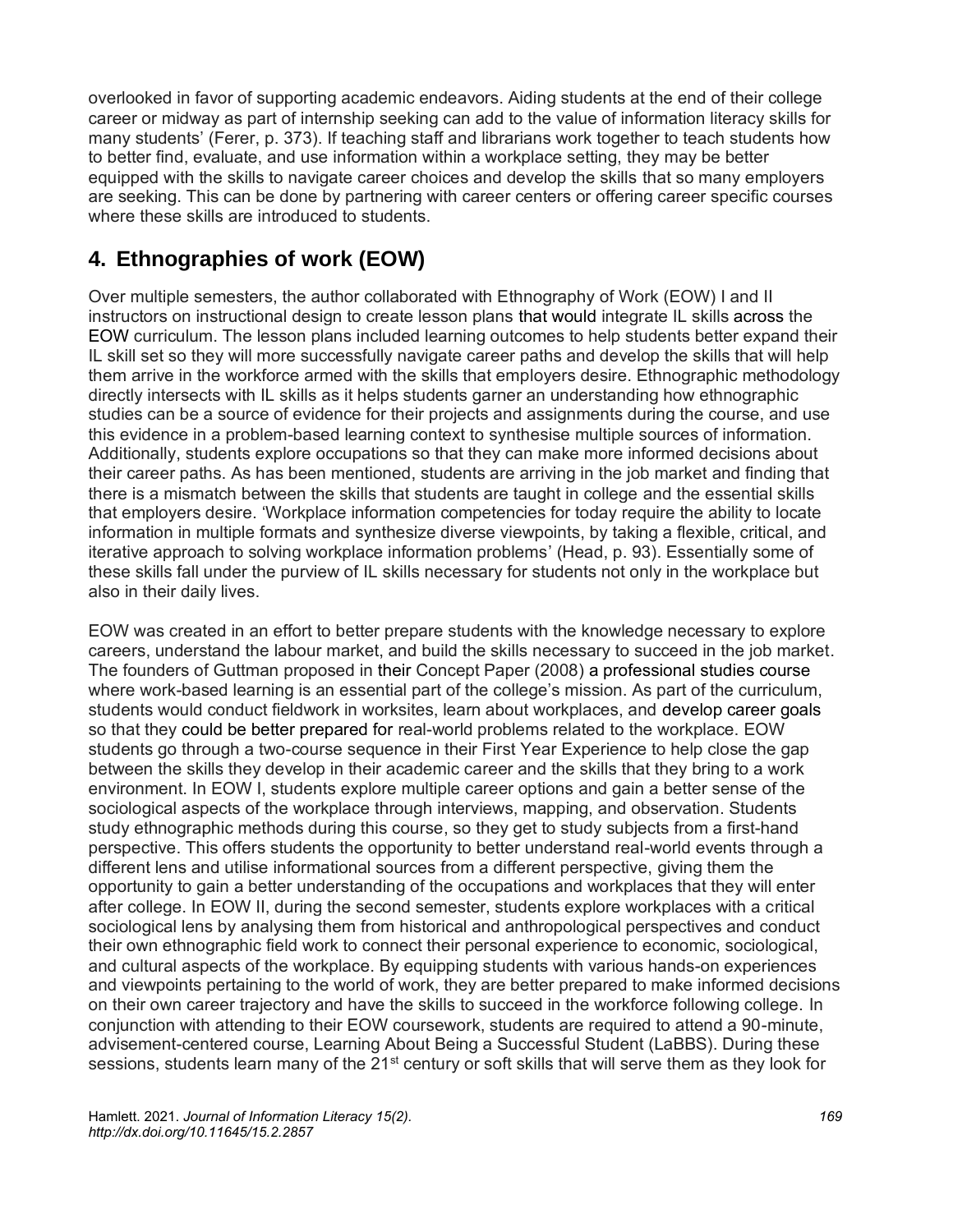overlooked in favor of supporting academic endeavors. Aiding students at the end of their college career or midway as part of internship seeking can add to the value of information literacy skills for many students' (Ferer, p. 373). If teaching staff and librarians work together to teach students how to better find, evaluate, and use information within a workplace setting, they may be better equipped with the skills to navigate career choices and develop the skills that so many employers are seeking. This can be done by partnering with career centers or offering career specific courses where these skills are introduced to students.

## 4. Ethnographies of work (EOW)

Over multiple semesters, the author collaborated with Ethnography of Work (EOW) I and II instructors on instructional design to create lesson plans that would integrate IL skills across the EOW curriculum. The lesson plans included learning outcomes to help students better expand their IL skill set so they will more successfully navigate career paths and develop the skills that will help them arrive in the workforce armed with the skills that employers desire. Ethnographic methodology directly intersects with IL skills as it helps students garner an understanding how ethnographic studies can be a source of evidence for their projects and assignments during the course, and use this evidence in a problem-based learning context to synthesise multiple sources of information. Additionally, students explore occupations so that they can make more informed decisions about their career paths. As has been mentioned, students are arriving in the job market and finding that there is a mismatch between the skills that students are taught in college and the essential skills that employers desire. 'Workplace information competencies for today require the ability to locate information in multiple formats and synthesize diverse viewpoints, by taking a flexible, critical, and iterative approach to solving workplace information problems' (Head, p. 93). Essentially some of these skills fall under the purview of IL skills necessary for students not only in the workplace but also in their daily lives.

EOW was created in an effort to better prepare students with the knowledge necessary to explore careers, understand the labour market, and build the skills necessary to succeed in the job market. The founders of Guttman proposed in their Concept Paper (2008) a professional studies course where work-based learning is an essential part of the college's mission. As part of the curriculum, students would conduct fieldwork in worksites, learn about workplaces, and develop career goals so that they could be better prepared for real-world problems related to the workplace. EOW students go through a two-course sequence in their First Year Experience to help close the gap between the skills they develop in their academic career and the skills that they bring to a work environment. In EOW I, students explore multiple career options and gain a better sense of the sociological aspects of the workplace through interviews, mapping, and observation. Students study ethnographic methods during this course, so they get to study subjects from a first-hand perspective. This offers students the opportunity to better understand real-world events through a different lens and utilise informational sources from a different perspective, giving them the opportunity to gain a better understanding of the occupations and workplaces that they will enter after college. In EOW II, during the second semester, students explore workplaces with a critical sociological lens by analysing them from historical and anthropological perspectives and conduct their own ethnographic field work to connect their personal experience to economic, sociological, and cultural aspects of the workplace. By equipping students with various hands-on experiences and viewpoints pertaining to the world of work, they are better prepared to make informed decisions on their own career trajectory and have the skills to succeed in the workforce following college. In conjunction with attending to their EOW coursework, students are required to attend a 90-minute, advisement-centered course, Learning About Being a Successful Student (LaBBS). During these sessions, students learn many of the 21st century or soft skills that will serve them as they look for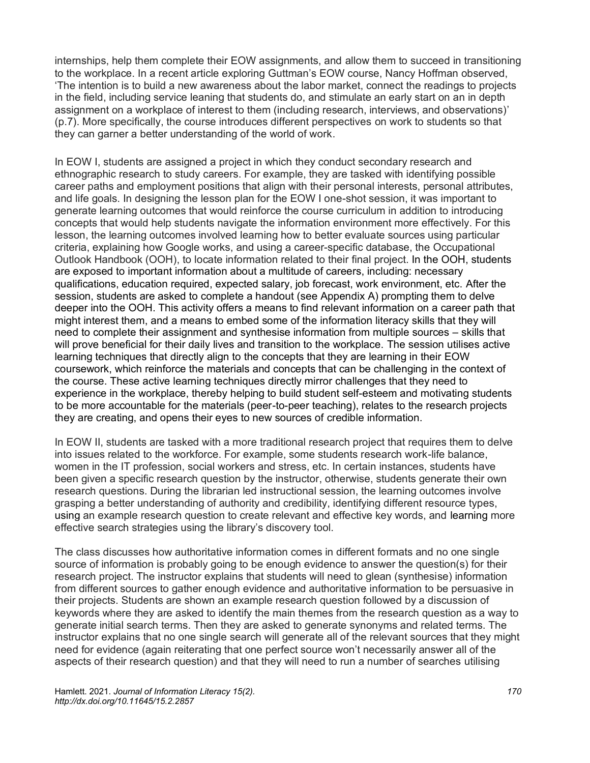internships, help them complete their EOW assignments, and allow them to succeed in transitioning to the workplace. In a recent article exploring Guttman's EOW course, Nancy Hoffman observed, 'The intention is to build a new awareness about the labor market, connect the readings to projects in the field, including service leaning that students do, and stimulate an early start on an in depth assignment on a workplace of interest to them (including research, interviews, and observations)' (p.7). More specifically, the course introduces different perspectives on work to students so that they can garner a better understanding of the world of work.

In EOW I, students are assigned a project in which they conduct secondary research and ethnographic research to study careers. For example, they are tasked with identifying possible career paths and employment positions that align with their personal interests, personal attributes, and life goals. In designing the lesson plan for the EOW I one-shot session, it was important to generate learning outcomes that would reinforce the course curriculum in addition to introducing concepts that would help students navigate the information environment more effectively. For this lesson, the learning outcomes involved learning how to better evaluate sources using particular criteria, explaining how Google works, and using a career-specific database, the Occupational Outlook Handbook (OOH), to locate information related to their final project. In the OOH, students are exposed to important information about a multitude of careers, including: necessary qualifications, education required, expected salary, job forecast, work environment, etc. After the session, students are asked to complete a handout (see Appendix A) prompting them to delve deeper into the OOH. This activity offers a means to find relevant information on a career path that might interest them, and a means to embed some of the information literacy skills that they will need to complete their assignment and synthesise information from multiple sources – skills that will prove beneficial for their daily lives and transition to the workplace. The session utilises active learning techniques that directly align to the concepts that they are learning in their EOW coursework, which reinforce the materials and concepts that can be challenging in the context of the course. These active learning techniques directly mirror challenges that they need to experience in the workplace, thereby helping to build student self-esteem and motivating students to be more accountable for the materials (peer-to-peer teaching), relates to the research projects they are creating, and opens their eyes to new sources of credible information.

In EOW II, students are tasked with a more traditional research project that requires them to delve into issues related to the workforce. For example, some students research work-life balance, women in the IT profession, social workers and stress, etc. In certain instances, students have been given a specific research question by the instructor, otherwise, students generate their own research questions. During the librarian led instructional session, the learning outcomes involve grasping a better understanding of authority and credibility, identifying different resource types, using an example research question to create relevant and effective key words, and learning more effective search strategies using the library's discovery tool.

The class discusses how authoritative information comes in different formats and no one single source of information is probably going to be enough evidence to answer the question(s) for their research project. The instructor explains that students will need to glean (synthesise) information from different sources to gather enough evidence and authoritative information to be persuasive in their projects. Students are shown an example research question followed by a discussion of keywords where they are asked to identify the main themes from the research question as a way to generate initial search terms. Then they are asked to generate synonyms and related terms. The instructor explains that no one single search will generate all of the relevant sources that they might need for evidence (again reiterating that one perfect source won't necessarily answer all of the aspects of their research question) and that they will need to run a number of searches utilising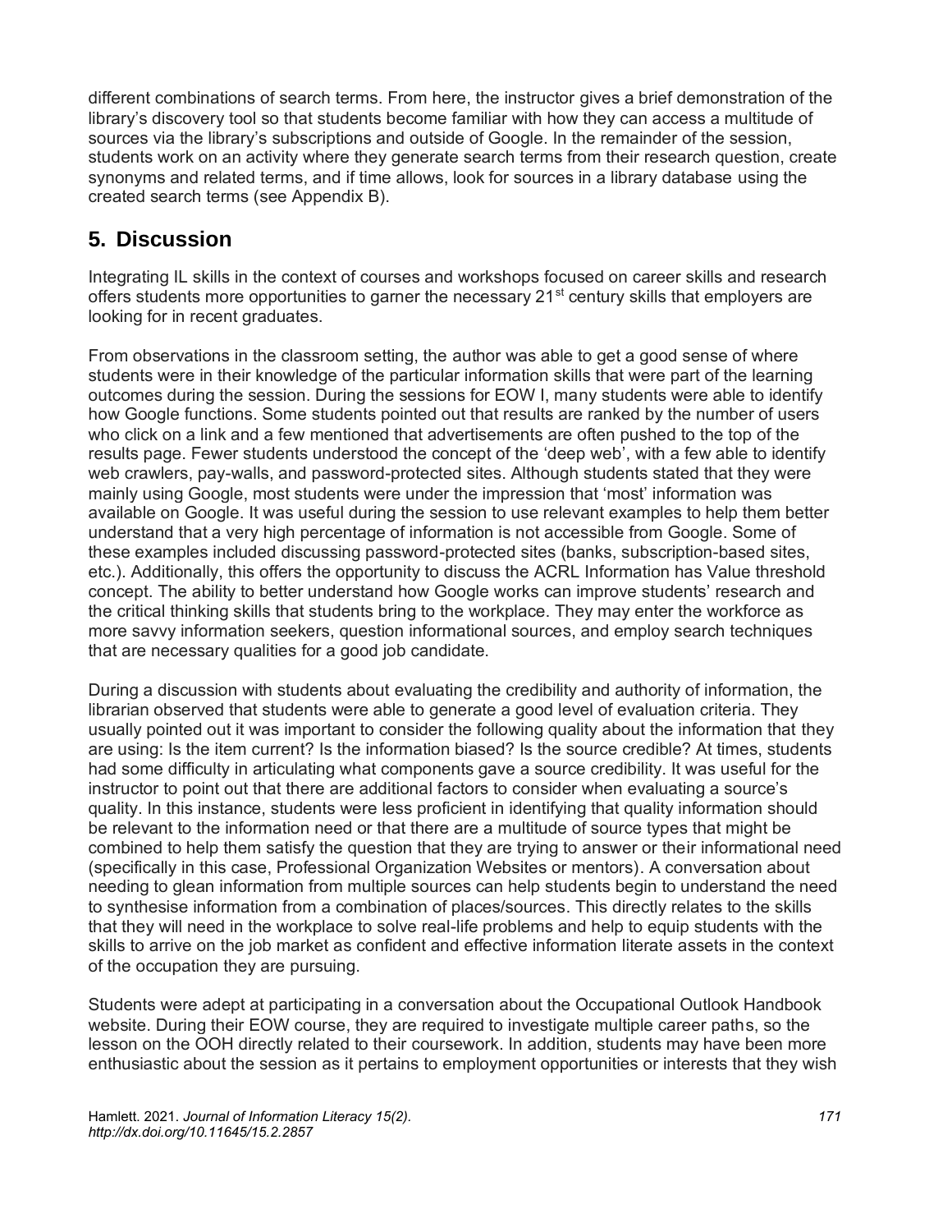different combinations of search terms. From here, the instructor gives a brief demonstration of the library's discovery tool so that students become familiar with how they can access a multitude of sources via the library's subscriptions and outside of Google. In the remainder of the session, students work on an activity where they generate search terms from their research question, create synonyms and related terms, and if time allows, look for sources in a library database using the created search terms (see Appendix B).

## 5. Discussion

Integrating IL skills in the context of courses and workshops focused on career skills and research offers students more opportunities to garner the necessary 21st century skills that employers are looking for in recent graduates.

From observations in the classroom setting, the author was able to get a good sense of where students were in their knowledge of the particular information skills that were part of the learning outcomes during the session. During the sessions for EOW I, many students were able to identify how Google functions. Some students pointed out that results are ranked by the number of users who click on a link and a few mentioned that advertisements are often pushed to the top of the results page. Fewer students understood the concept of the 'deep web', with a few able to identify web crawlers, pay-walls, and password-protected sites. Although students stated that they were mainly using Google, most students were under the impression that 'most' information was available on Google. It was useful during the session to use relevant examples to help them better understand that a very high percentage of information is not accessible from Google. Some of these examples included discussing password-protected sites (banks, subscription-based sites, etc.). Additionally, this offers the opportunity to discuss the ACRL Information has Value threshold concept. The ability to better understand how Google works can improve students' research and the critical thinking skills that students bring to the workplace. They may enter the workforce as more savvy information seekers, question informational sources, and employ search techniques that are necessary qualities for a good job candidate.

During a discussion with students about evaluating the credibility and authority of information, the librarian observed that students were able to generate a good level of evaluation criteria. They usually pointed out it was important to consider the following quality about the information that they are using: Is the item current? Is the information biased? Is the source credible? At times, students had some difficulty in articulating what components gave a source credibility. It was useful for the instructor to point out that there are additional factors to consider when evaluating a source's quality. In this instance, students were less proficient in identifying that quality information should be relevant to the information need or that there are a multitude of source types that might be combined to help them satisfy the question that they are trying to answer or their informational need (specifically in this case, Professional Organization Websites or mentors). A conversation about needing to glean information from multiple sources can help students begin to understand the need to synthesise information from a combination of places/sources. This directly relates to the skills that they will need in the workplace to solve real-life problems and help to equip students with the skills to arrive on the job market as confident and effective information literate assets in the context of the occupation they are pursuing.

Students were adept at participating in a conversation about the Occupational Outlook Handbook website. During their EOW course, they are required to investigate multiple career paths, so the lesson on the OOH directly related to their coursework. In addition, students may have been more enthusiastic about the session as it pertains to employment opportunities or interests that they wish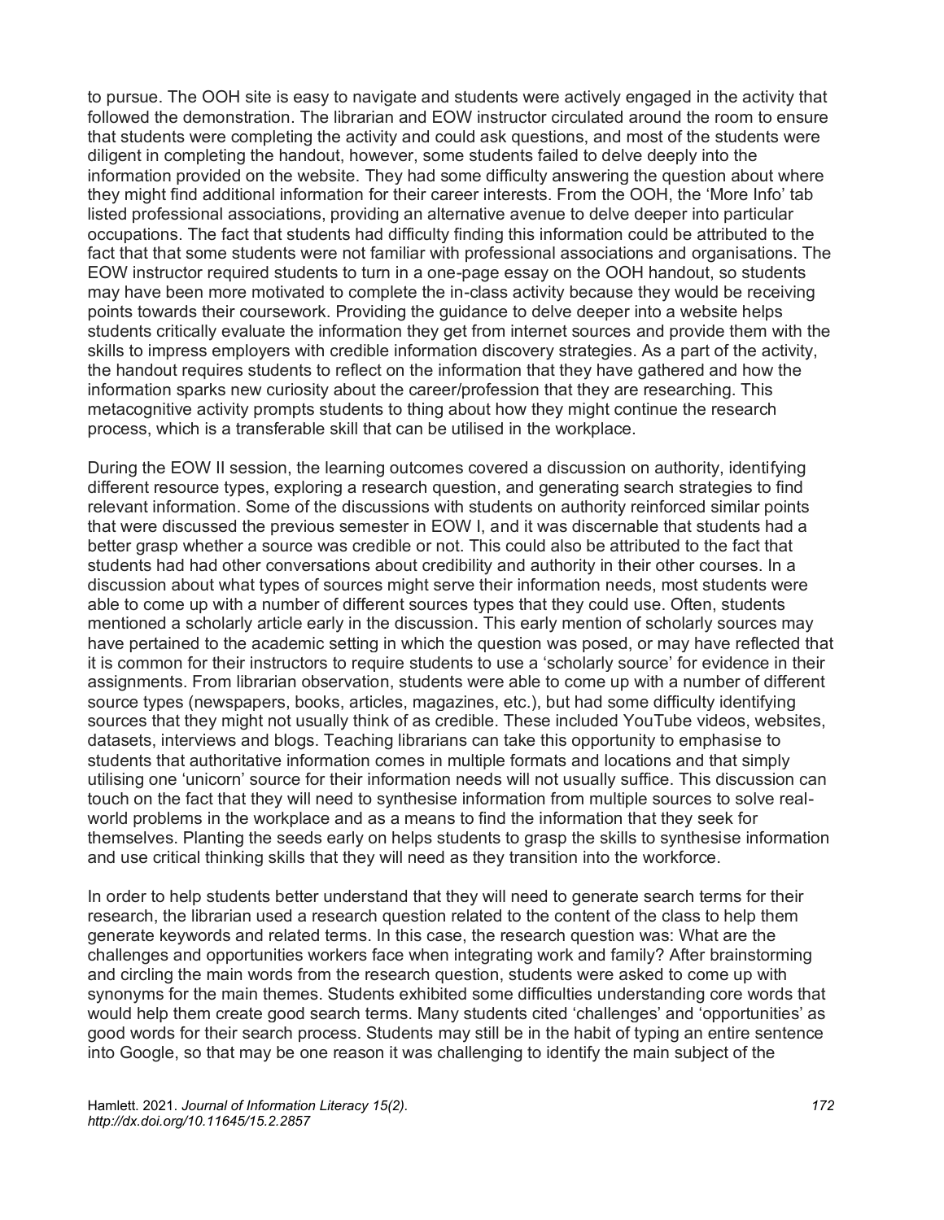to pursue. The OOH site is easy to navigate and students were actively engaged in the activity that followed the demonstration. The librarian and EOW instructor circulated around the room to ensure that students were completing the activity and could ask questions, and most of the students were diligent in completing the handout, however, some students failed to delve deeply into the information provided on the website. They had some difficulty answering the question about where they might find additional information for their career interests. From the OOH, the 'More Info' tab listed professional associations, providing an alternative avenue to delve deeper into particular occupations. The fact that students had difficulty finding this information could be attributed to the fact that that some students were not familiar with professional associations and organisations. The EOW instructor required students to turn in a one-page essay on the OOH handout, so students may have been more motivated to complete the in-class activity because they would be receiving points towards their coursework. Providing the guidance to delve deeper into a website helps students critically evaluate the information they get from internet sources and provide them with the skills to impress employers with credible information discovery strategies. As a part of the activity, the handout requires students to reflect on the information that they have gathered and how the information sparks new curiosity about the career/profession that they are researching. This metacognitive activity prompts students to thing about how they might continue the research process, which is a transferable skill that can be utilised in the workplace.

During the EOW II session, the learning outcomes covered a discussion on authority, identifying different resource types, exploring a research question, and generating search strategies to find relevant information. Some of the discussions with students on authority reinforced similar points that were discussed the previous semester in EOW I, and it was discernable that students had a better grasp whether a source was credible or not. This could also be attributed to the fact that students had had other conversations about credibility and authority in their other courses. In a discussion about what types of sources might serve their information needs, most students were able to come up with a number of different sources types that they could use. Often, students mentioned a scholarly article early in the discussion. This early mention of scholarly sources may have pertained to the academic setting in which the question was posed, or may have reflected that it is common for their instructors to require students to use a 'scholarly source' for evidence in their assignments. From librarian observation, students were able to come up with a number of different source types (newspapers, books, articles, magazines, etc.), but had some difficulty identifying sources that they might not usually think of as credible. These included YouTube videos, websites, datasets, interviews and blogs. Teaching librarians can take this opportunity to emphasise to students that authoritative information comes in multiple formats and locations and that simply utilising one 'unicorn' source for their information needs will not usually suffice. This discussion can touch on the fact that they will need to synthesise information from multiple sources to solve real-world problems in the workplace and as a means to find the information that they seek for themselves. Planting the seeds early on helps students to grasp the skills to synthesise information and use critical thinking skills that they will need as they transition into the workforce.

In order to help students better understand that they will need to generate search terms for their research, the librarian used a research question related to the content of the class to help them generate keywords and related terms. In this case, the research question was: What are the challenges and opportunities workers face when integrating work and family? After brainstorming and circling the main words from the research question, students were asked to come up with synonyms for the main themes. Students exhibited some difficulties understanding core words that would help them create good search terms. Many students cited 'challenges' and 'opportunities' as good words for their search process. Students may still be in the habit of typing an entire sentence into Google, so that may be one reason it was challenging to identify the main subject of the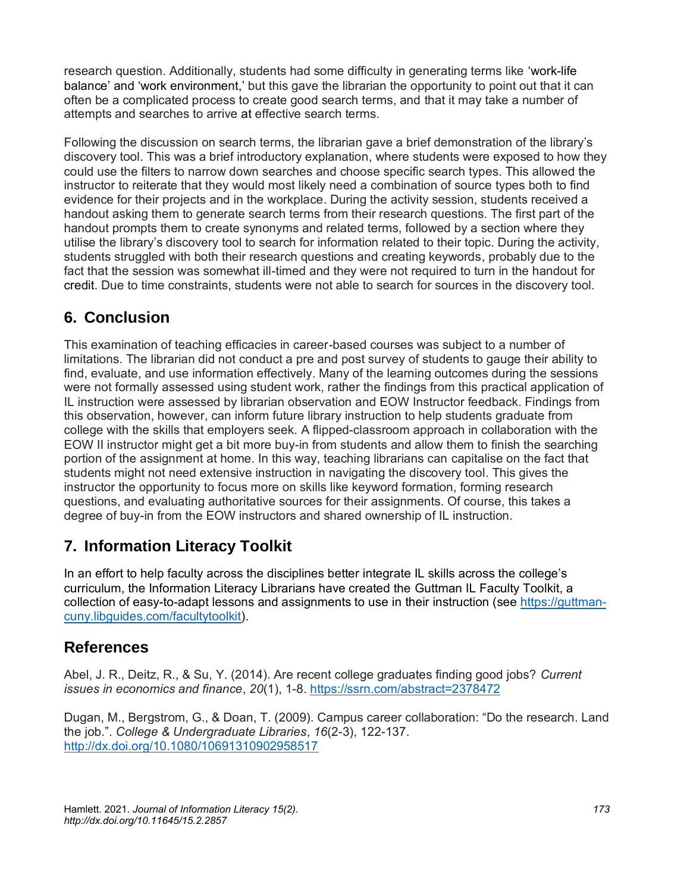research question. Additionally, students had some difficulty in generating terms like 'work-life balance' and 'work environment,' but this gave the librarian the opportunity to point out that it can often be a complicated process to create good search terms, and that it may take a number of attempts and searches to arrive at effective search terms.

Following the discussion on search terms, the librarian gave a brief demonstration of the library's discovery tool. This was a brief introductory explanation, where students were exposed to how they could use the filters to narrow down searches and choose specific search types. This allowed the instructor to reiterate that they would most likely need a combination of source types both to find evidence for their projects and in the workplace. During the activity session, students received a handout asking them to generate search terms from their research questions. The first part of the handout prompts them to create synonyms and related terms, followed by a section where they utilise the library's discovery tool to search for information related to their topic. During the activity, students struggled with both their research questions and creating keywords, probably due to the fact that the session was somewhat ill-timed and they were not required to turn in the handout for credit. Due to time constraints, students were not able to search for sources in the discovery tool.

## 6. Conclusion

This examination of teaching efficacies in career-based courses was subject to a number of limitations. The librarian did not conduct a pre and post survey of students to gauge their ability to find, evaluate, and use information effectively. Many of the learning outcomes during the sessions were not formally assessed using student work, rather the findings from this practical application of IL instruction were assessed by librarian observation and EOW Instructor feedback. Findings from this observation, however, can inform future library instruction to help students graduate from college with the skills that employers seek. A flipped-classroom approach in collaboration with the EOW II instructor might get a bit more buy-in from students and allow them to finish the searching portion of the assignment at home. In this way, teaching librarians can capitalise on the fact that students might not need extensive instruction in navigating the discovery tool. This gives the instructor the opportunity to focus more on skills like keyword formation, forming research questions, and evaluating authoritative sources for their assignments. Of course, this takes a degree of buy-in from the EOW instructors and shared ownership of IL instruction.

## 7. Information Literacy Toolkit

In an effort to help faculty across the disciplines better integrate IL skills across the college's curriculum, the Information Literacy Librarians have created the Guttman IL Faculty Toolkit, a collection of easy-to-adapt lessons and assignments to use in their instruction (see https://guttman-cuny.libguides.com/facultytoolkit).

## References

Abel, J. R., Deitz, R., & Su, Y. (2014). Are recent college graduates finding good jobs? *Current issues in economics and finance*, *20*(1), 1-8. https://ssrn.com/abstract=2378472

Dugan, M., Bergstrom, G., & Doan, T. (2009). Campus career collaboration: "Do the research. Land the job.". *College & Undergraduate Libraries*, *16*(2-3), 122-137. http://dx.doi.org/10.1080/10691310902958517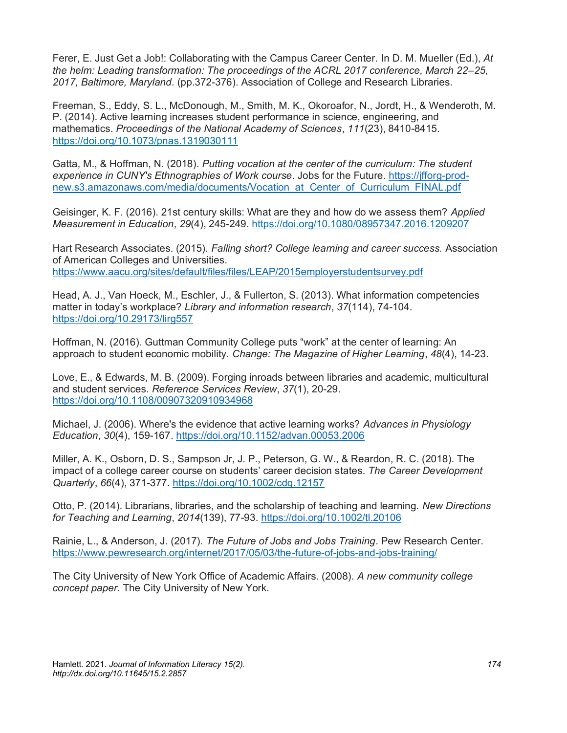Ferer, E. Just Get a Job!: Collaborating with the Campus Career Center. In D. M. Mueller (Ed.), *At the helm: Leading transformation: The proceedings of the ACRL 2017 conference, March 22–25, 2017, Baltimore, Maryland.* (pp.372-376). Association of College and Research Libraries.

Freeman, S., Eddy, S. L., McDonough, M., Smith, M. K., Okoroafor, N., Jordt, H., & Wenderoth, M. P. (2014). Active learning increases student performance in science, engineering, and mathematics. *Proceedings of the National Academy of Sciences*, *111*(23), 8410-8415. https://doi.org/10.1073/pnas.1319030111

Gatta, M., & Hoffman, N. (2018). *Putting vocation at the center of the curriculum: The student experience in CUNY's Ethnographies of Work course*. Jobs for the Future. https://jfforg-prod-new.s3.amazonaws.com/media/documents/Vocation_at_Center_of_Curriculum_FINAL.pdf

Geisinger, K. F. (2016). 21st century skills: What are they and how do we assess them? *Applied Measurement in Education*, *29*(4), 245-249. https://doi.org/10.1080/08957347.2016.1209207

Hart Research Associates. (2015). *Falling short? College learning and career success.* Association of American Colleges and Universities. https://www.aacu.org/sites/default/files/files/LEAP/2015employerstudentsurvey.pdf

Head, A. J., Van Hoeck, M., Eschler, J., & Fullerton, S. (2013). What information competencies matter in today's workplace? *Library and information research*, *37*(114), 74-104. https://doi.org/10.29173/lirg557

Hoffman, N. (2016). Guttman Community College puts "work" at the center of learning: An approach to student economic mobility. *Change: The Magazine of Higher Learning*, *48*(4), 14-23.

Love, E., & Edwards, M. B. (2009). Forging inroads between libraries and academic, multicultural and student services. *Reference Services Review*, *37*(1), 20-29. https://doi.org/10.1108/00907320910934968

Michael, J. (2006). Where's the evidence that active learning works? *Advances in Physiology Education*, *30*(4), 159-167. https://doi.org/10.1152/advan.00053.2006

Miller, A. K., Osborn, D. S., Sampson Jr, J. P., Peterson, G. W., & Reardon, R. C. (2018). The impact of a college career course on students' career decision states. *The Career Development Quarterly*, *66*(4), 371-377. https://doi.org/10.1002/cdq.12157

Otto, P. (2014). Librarians, libraries, and the scholarship of teaching and learning. *New Directions for Teaching and Learning*, *2014*(139), 77-93. https://doi.org/10.1002/tl.20106

Rainie, L., & Anderson, J. (2017). *The Future of Jobs and Jobs Training*. Pew Research Center. https://www.pewresearch.org/internet/2017/05/03/the-future-of-jobs-and-jobs-training/

The City University of New York Office of Academic Affairs. (2008). *A new community college concept paper.* The City University of New York.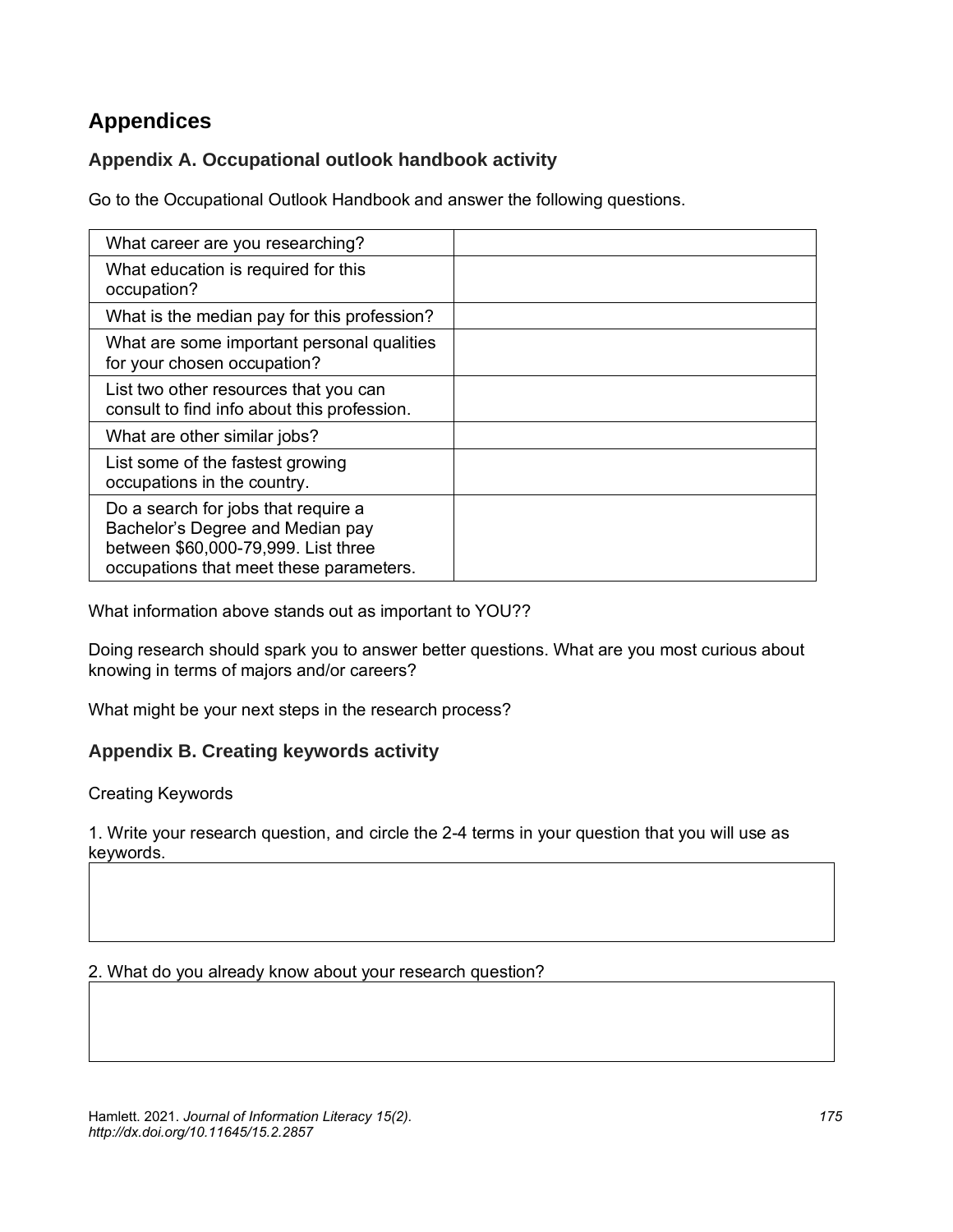# Appendices

## Appendix A. Occupational outlook handbook activity

Go to the Occupational Outlook Handbook and answer the following questions.

| | |
|---|---|
| What career are you researching? | |
| What education is required for this occupation? | |
| What is the median pay for this profession? | |
| What are some important personal qualities for your chosen occupation? | |
| List two other resources that you can consult to find info about this profession. | |
| What are other similar jobs? | |
| List some of the fastest growing occupations in the country. | |
| Do a search for jobs that require a Bachelor's Degree and Median pay between $60,000-79,999. List three occupations that meet these parameters. | |

What information above stands out as important to YOU??

Doing research should spark you to answer better questions. What are you most curious about knowing in terms of majors and/or careers?

What might be your next steps in the research process?

## Appendix B. Creating keywords activity

Creating Keywords

1. Write your research question, and circle the 2-4 terms in your question that you will use as keywords.

| |
|---|
| |

2. What do you already know about your research question?

| |
|---|
| |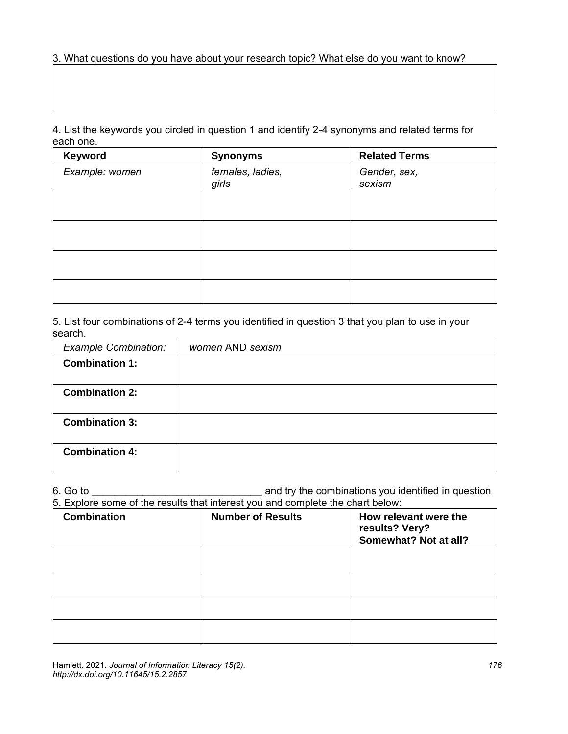3. What questions do you have about your research topic? What else do you want to know?

| |
|---|
| |

4. List the keywords you circled in question 1 and identify 2-4 synonyms and related terms for each one.

| Keyword | Synonyms | Related Terms |
|---|---|---|
| *Example: women* | *females, ladies, girls* | *Gender, sex, sexism* |
| | | |
| | | |
| | | |
| | | |

5. List four combinations of 2-4 terms you identified in question 3 that you plan to use in your search.

| *Example Combination:* | *women* AND *sexism* |
|---|---|
| **Combination 1:** | |
| **Combination 2:** | |
| **Combination 3:** | |
| **Combination 4:** | |

6. Go to ______________________________ and try the combinations you identified in question 5. Explore some of the results that interest you and complete the chart below:

| **Combination** | **Number of Results** | **How relevant were the results? Very? Somewhat? Not at all?** |
|---|---|---|
| | | |
| | | |
| | | |
| | | |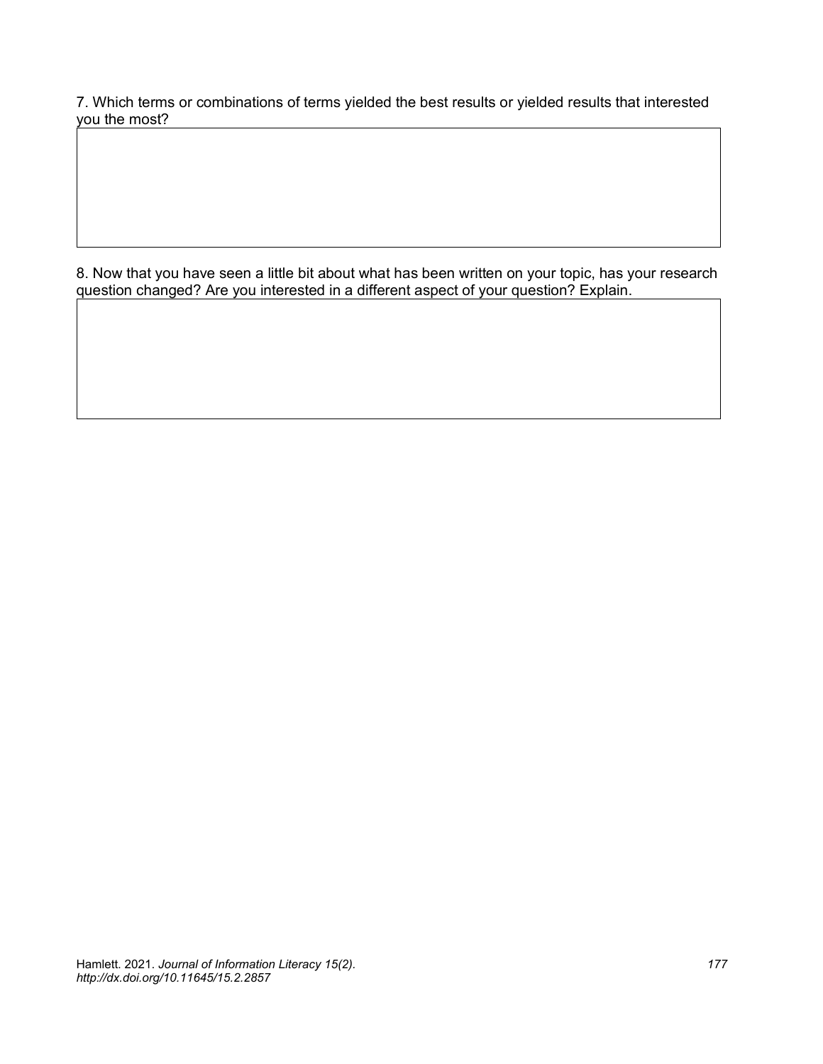7. Which terms or combinations of terms yielded the best results or yielded results that interested you the most?

8. Now that you have seen a little bit about what has been written on your topic, has your research question changed? Are you interested in a different aspect of your question? Explain.